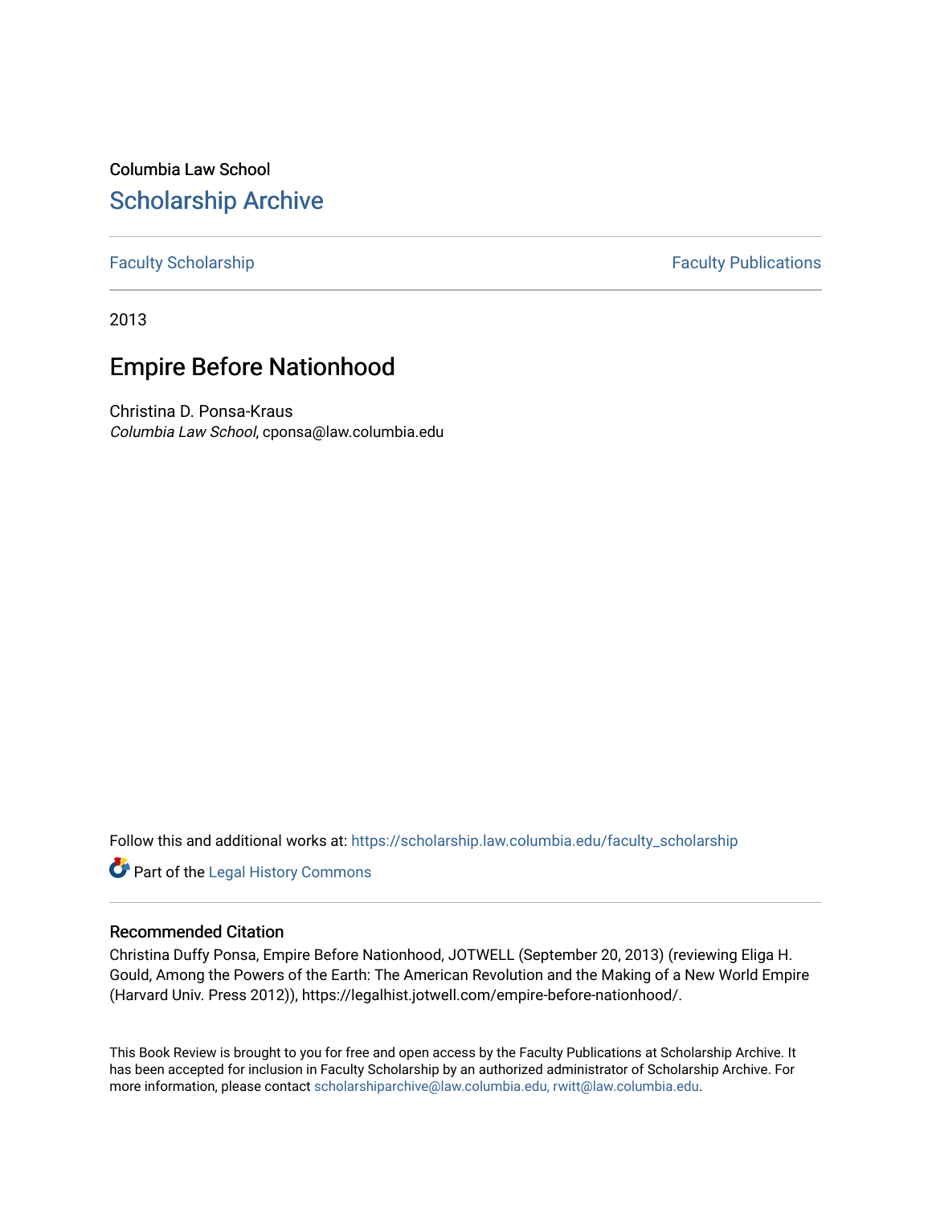Columbia Law School

# Scholarship Archive

Faculty Scholarship | Faculty Publications

2013

## Empire Before Nationhood

Christina D. Ponsa-Kraus
*Columbia Law School*, cponsa@law.columbia.edu

Follow this and additional works at: https://scholarship.law.columbia.edu/faculty_scholarship

Part of the Legal History Commons

### Recommended Citation

Christina Duffy Ponsa, Empire Before Nationhood, JOTWELL (September 20, 2013) (reviewing Eliga H. Gould, Among the Powers of the Earth: The American Revolution and the Making of a New World Empire (Harvard Univ. Press 2012)), https://legalhist.jotwell.com/empire-before-nationhood/.

This Book Review is brought to you for free and open access by the Faculty Publications at Scholarship Archive. It has been accepted for inclusion in Faculty Scholarship by an authorized administrator of Scholarship Archive. For more information, please contact scholarshiparchive@law.columbia.edu, rwitt@law.columbia.edu.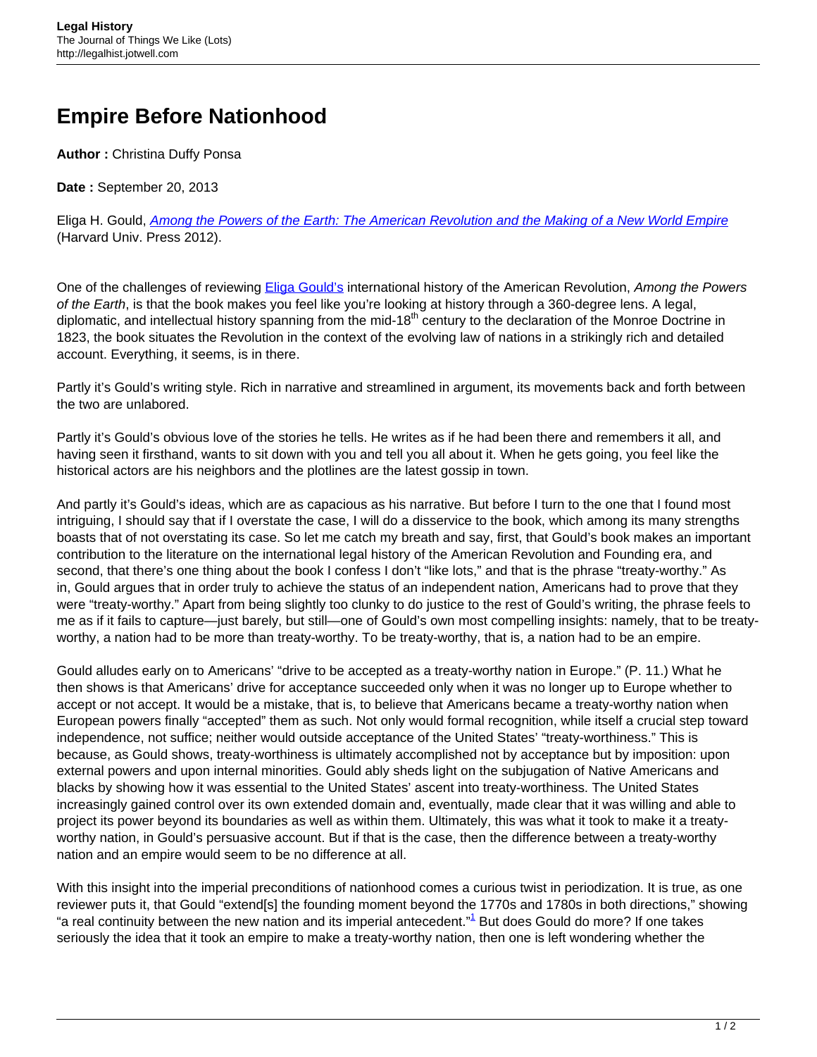# Empire Before Nationhood

**Author :** Christina Duffy Ponsa

**Date :** September 20, 2013

Eliga H. Gould, *Among the Powers of the Earth: The American Revolution and the Making of a New World Empire* (Harvard Univ. Press 2012).

One of the challenges of reviewing Eliga Gould's international history of the American Revolution, *Among the Powers of the Earth*, is that the book makes you feel like you're looking at history through a 360-degree lens. A legal, diplomatic, and intellectual history spanning from the mid-18th century to the declaration of the Monroe Doctrine in 1823, the book situates the Revolution in the context of the evolving law of nations in a strikingly rich and detailed account. Everything, it seems, is in there.

Partly it's Gould's writing style. Rich in narrative and streamlined in argument, its movements back and forth between the two are unlabored.

Partly it's Gould's obvious love of the stories he tells. He writes as if he had been there and remembers it all, and having seen it firsthand, wants to sit down with you and tell you all about it. When he gets going, you feel like the historical actors are his neighbors and the plotlines are the latest gossip in town.

And partly it's Gould's ideas, which are as capacious as his narrative. But before I turn to the one that I found most intriguing, I should say that if I overstate the case, I will do a disservice to the book, which among its many strengths boasts that of not overstating its case. So let me catch my breath and say, first, that Gould's book makes an important contribution to the literature on the international legal history of the American Revolution and Founding era, and second, that there's one thing about the book I confess I don't "like lots," and that is the phrase "treaty-worthy." As in, Gould argues that in order truly to achieve the status of an independent nation, Americans had to prove that they were "treaty-worthy." Apart from being slightly too clunky to do justice to the rest of Gould's writing, the phrase feels to me as if it fails to capture—just barely, but still—one of Gould's own most compelling insights: namely, that to be treaty-worthy, a nation had to be more than treaty-worthy. To be treaty-worthy, that is, a nation had to be an empire.

Gould alludes early on to Americans' "drive to be accepted as a treaty-worthy nation in Europe." (P. 11.) What he then shows is that Americans' drive for acceptance succeeded only when it was no longer up to Europe whether to accept or not accept. It would be a mistake, that is, to believe that Americans became a treaty-worthy nation when European powers finally "accepted" them as such. Not only would formal recognition, while itself a crucial step toward independence, not suffice; neither would outside acceptance of the United States' "treaty-worthiness." This is because, as Gould shows, treaty-worthiness is ultimately accomplished not by acceptance but by imposition: upon external powers and upon internal minorities. Gould ably sheds light on the subjugation of Native Americans and blacks by showing how it was essential to the United States' ascent into treaty-worthiness. The United States increasingly gained control over its own extended domain and, eventually, made clear that it was willing and able to project its power beyond its boundaries as well as within them. Ultimately, this was what it took to make it a treaty-worthy nation, in Gould's persuasive account. But if that is the case, then the difference between a treaty-worthy nation and an empire would seem to be no difference at all.

With this insight into the imperial preconditions of nationhood comes a curious twist in periodization. It is true, as one reviewer puts it, that Gould "extend[s] the founding moment beyond the 1770s and 1780s in both directions," showing "a real continuity between the new nation and its imperial antecedent."[1] But does Gould do more? If one takes seriously the idea that it took an empire to make a treaty-worthy nation, then one is left wondering whether the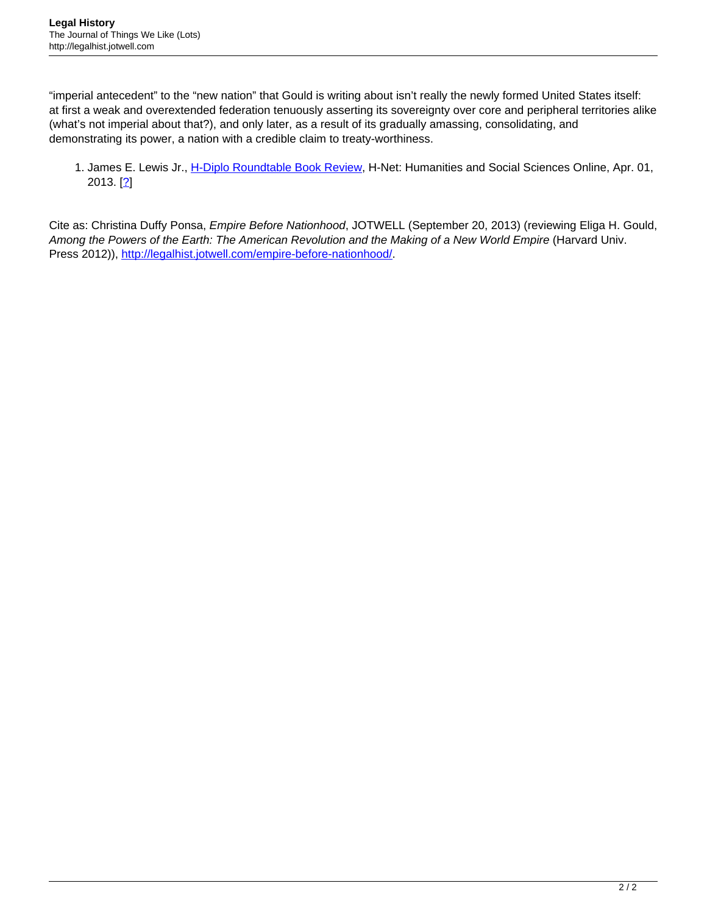"imperial antecedent" to the "new nation" that Gould is writing about isn't really the newly formed United States itself: at first a weak and overextended federation tenuously asserting its sovereignty over core and peripheral territories alike (what's not imperial about that?), and only later, as a result of its gradually amassing, consolidating, and demonstrating its power, a nation with a credible claim to treaty-worthiness.

1. James E. Lewis Jr., H-Diplo Roundtable Book Review, H-Net: Humanities and Social Sciences Online, Apr. 01, 2013. [?]

Cite as: Christina Duffy Ponsa, *Empire Before Nationhood*, JOTWELL (September 20, 2013) (reviewing Eliga H. Gould, *Among the Powers of the Earth: The American Revolution and the Making of a New World Empire* (Harvard Univ. Press 2012)), http://legalhist.jotwell.com/empire-before-nationhood/.